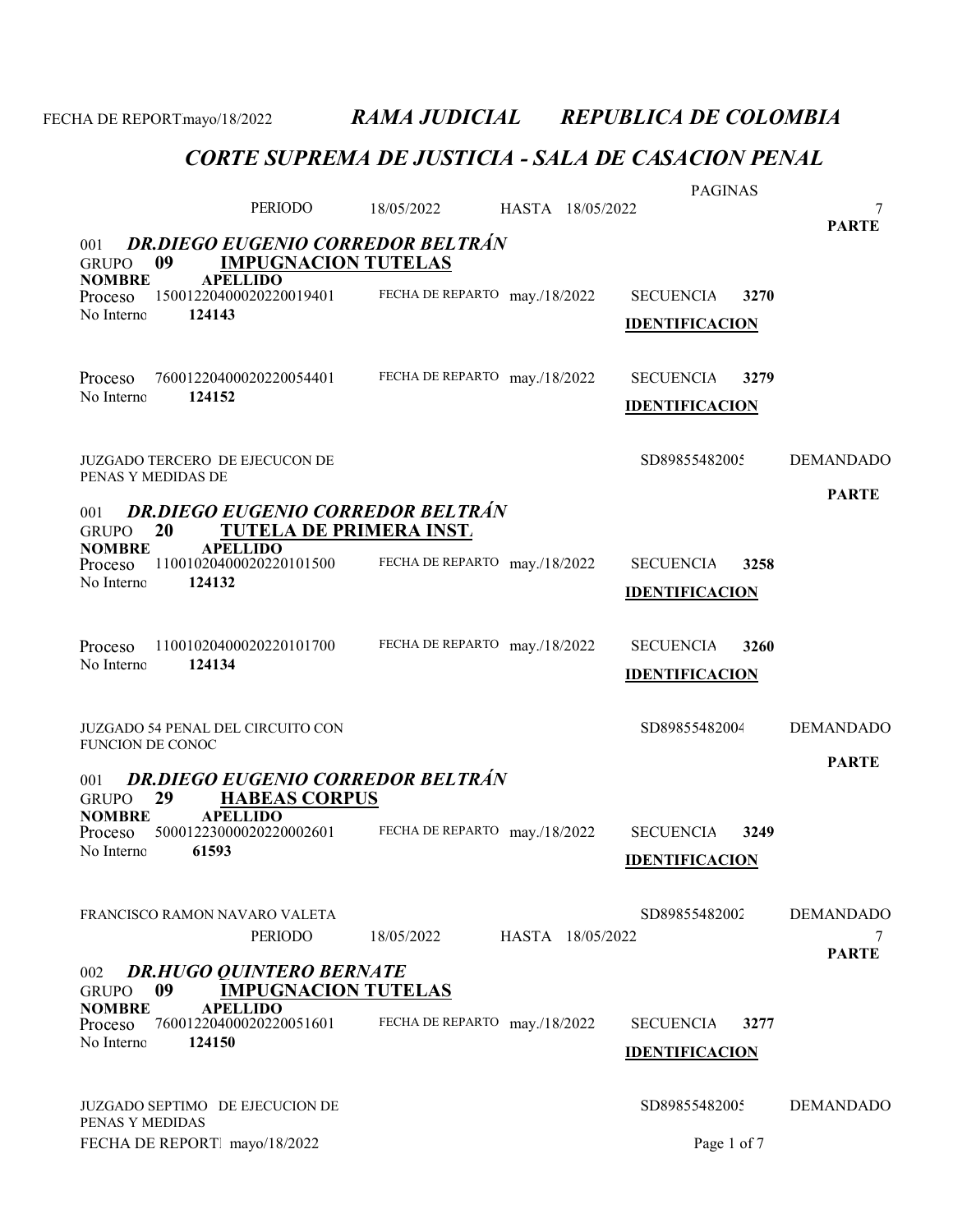FECHA DE REPORT mayo/18/2022 *RAMA JUDICIAL REPUBLICA DE COLOMBIA*

## *CORTE SUPREMA DE JUSTICIA - SALA DE CASACION PENAL*

PERIODO 18/05/2022 HASTA 18/05/2022 PAGINAS 7

### 001 *DR.DIEGO EUGENIO CORREDOR BELTRÁN*

GRUPO **09** **IMPUGNACION TUTELAS**

| NOMBRE APELLIDO | | | | PARTE |
|---|---|---|---|---|
| Proceso 15001220400020220019401<br>No Interno **124143** | FECHA DE REPARTO may./18/2022 | SECUENCIA **3270**<br>**IDENTIFICACION** | | |
| Proceso 76001220400020220054401<br>No Interno **124152** | FECHA DE REPARTO may./18/2022 | SECUENCIA **3279**<br>**IDENTIFICACION** | | |
| JUZGADO TERCERO DE EJECUCON DE PENAS Y MEDIDAS DE | | | SD89855482005 | DEMANDADO |

### 001 *DR.DIEGO EUGENIO CORREDOR BELTRÁN*

GRUPO **20** **TUTELA DE PRIMERA INST.**

| NOMBRE APELLIDO | | | | PARTE |
|---|---|---|---|---|
| Proceso 11001020400020220101500<br>No Interno **124132** | FECHA DE REPARTO may./18/2022 | SECUENCIA **3258**<br>**IDENTIFICACION** | | |
| Proceso 11001020400020220101700<br>No Interno **124134** | FECHA DE REPARTO may./18/2022 | SECUENCIA **3260**<br>**IDENTIFICACION** | | |
| JUZGADO 54 PENAL DEL CIRCUITO CON FUNCION DE CONOC | | | SD89855482004 | DEMANDADO |

### 001 *DR.DIEGO EUGENIO CORREDOR BELTRÁN*

GRUPO **29** **HABEAS CORPUS**

| NOMBRE APELLIDO | | | | PARTE |
|---|---|---|---|---|
| Proceso 50001223000020220002601<br>No Interno **61593** | FECHA DE REPARTO may./18/2022 | SECUENCIA **3249**<br>**IDENTIFICACION** | | |
| FRANCISCO RAMON NAVARO VALETA | | | SD89855482002 | DEMANDADO |

PERIODO 18/05/2022 HASTA 18/05/2022 7

### 002 *DR.HUGO QUINTERO BERNATE*

GRUPO **09** **IMPUGNACION TUTELAS**

| NOMBRE APELLIDO | | | | PARTE |
|---|---|---|---|---|
| Proceso 76001220400020220051601<br>No Interno **124150** | FECHA DE REPARTO may./18/2022 | SECUENCIA **3277**<br>**IDENTIFICACION** | | |
| JUZGADO SEPTIMO DE EJECUCION DE PENAS Y MEDIDAS | | | SD89855482005 | DEMANDADO |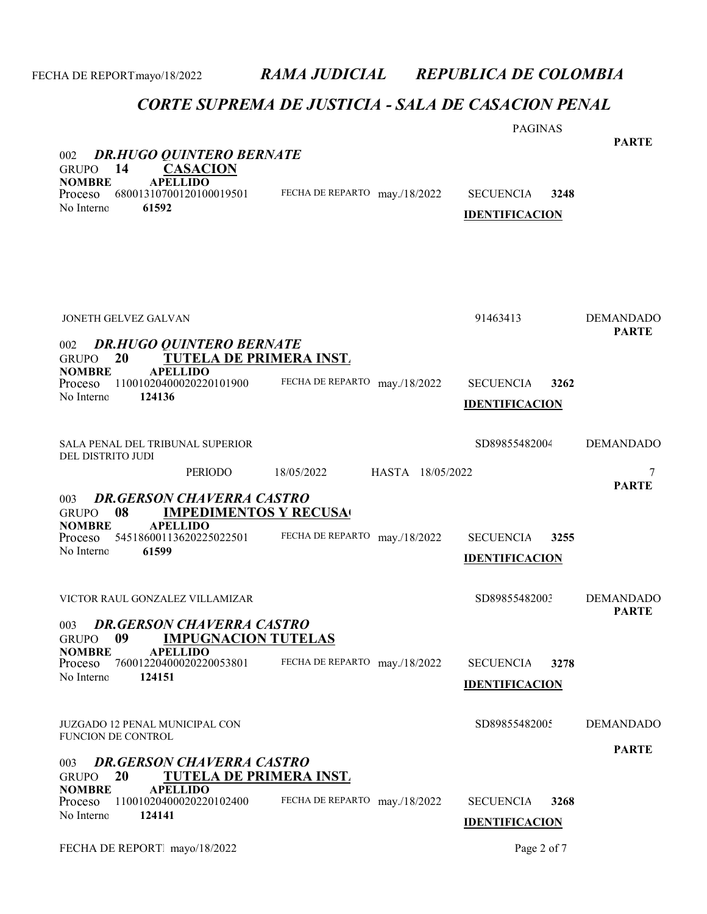PAGINAS

**PARTE**

002 ***DR.HUGO QUINTERO BERNATE***

GRUPO **14** **CASACION**

**NOMBRE** **APELLIDO**

Proceso 68001310700120100019501 FECHA DE REPARTO may./18/2022 SECUENCIA **3248**

No Interno **61592** **IDENTIFICACION**

JONETH GELVEZ GALVAN 91463413 DEMANDADO

**PARTE**

002 ***DR.HUGO QUINTERO BERNATE***

GRUPO **20** **TUTELA DE PRIMERA INST.**

**NOMBRE** **APELLIDO**

Proceso 11001020400020220101900 FECHA DE REPARTO may./18/2022 SECUENCIA **3262**

No Interno **124136** **IDENTIFICACION**

SALA PENAL DEL TRIBUNAL SUPERIOR DEL DISTRITO JUDI SD89855482004 DEMANDADO

PERIODO 18/05/2022 HASTA 18/05/2022 7

**PARTE**

003 ***DR.GERSON CHAVERRA CASTRO***

GRUPO **08** **IMPEDIMENTOS Y RECUSA(**

**NOMBRE** **APELLIDO**

Proceso 54518600113620225022501 FECHA DE REPARTO may./18/2022 SECUENCIA **3255**

No Interno **61599** **IDENTIFICACION**

VICTOR RAUL GONZALEZ VILLAMIZAR SD89855482003 DEMANDADO

**PARTE**

003 ***DR.GERSON CHAVERRA CASTRO***

GRUPO **09** **IMPUGNACION TUTELAS**

**NOMBRE** **APELLIDO**

Proceso 76001220400020220053801 FECHA DE REPARTO may./18/2022 SECUENCIA **3278**

No Interno **124151** **IDENTIFICACION**

JUZGADO 12 PENAL MUNICIPAL CON FUNCION DE CONTROL SD89855482005 DEMANDADO

**PARTE**

003 ***DR.GERSON CHAVERRA CASTRO***

GRUPO **20** **TUTELA DE PRIMERA INST.**

**NOMBRE** **APELLIDO**

Proceso 11001020400020220102400 FECHA DE REPARTO may./18/2022 SECUENCIA **3268**

No Interno **124141** **IDENTIFICACION**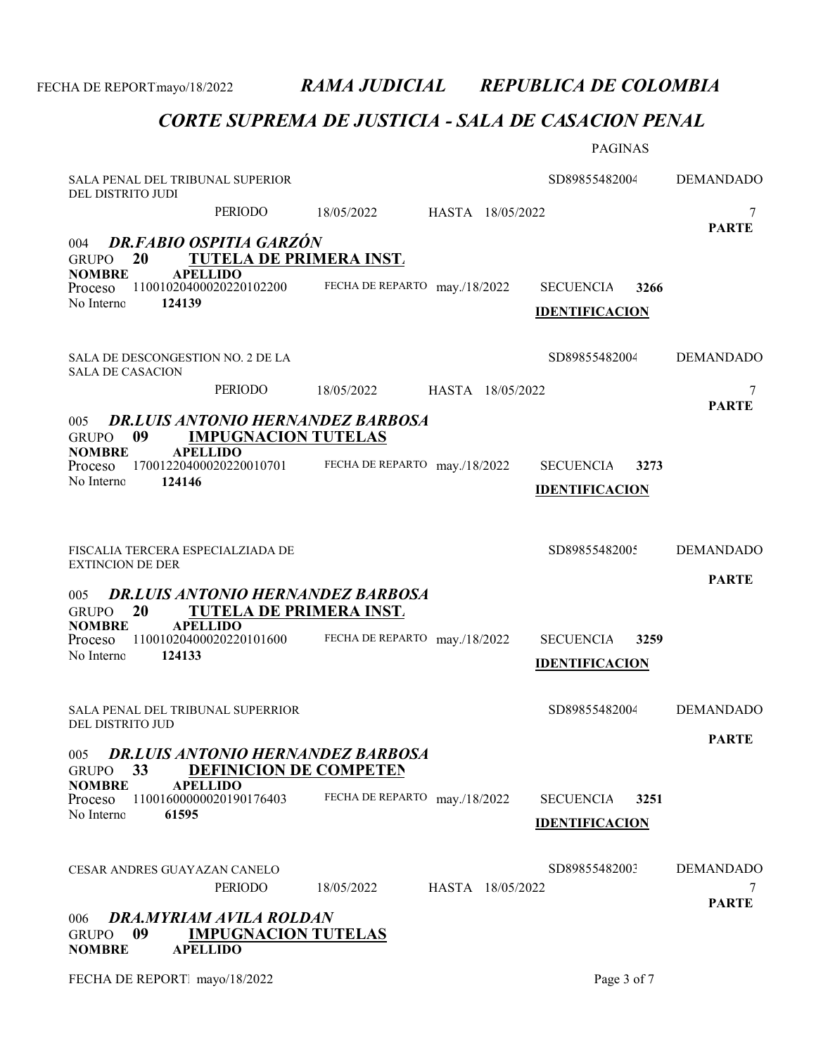RAMA JUDICIAL REPUBLICA DE COLOMBIA

## CORTE SUPREMA DE JUSTICIA - SALA DE CASACION PENAL

PAGINAS

SALA PENAL DEL TRIBUNAL SUPERIOR DEL DISTRITO JUDI — SD89855482004 — DEMANDADO

PERIODO 18/05/2022 HASTA 18/05/2022 — 7

**PARTE**

004 ***DR.FABIO OSPITIA GARZÓN***

GRUPO **20** **TUTELA DE PRIMERA INST.**

**NOMBRE** **APELLIDO**

Proceso 11001020400020220102200 — FECHA DE REPARTO may./18/2022 — SECUENCIA **3266**

No Interno **124139** — **IDENTIFICACION**

---

SALA DE DESCONGESTION NO. 2 DE LA SALA DE CASACION — SD89855482004 — DEMANDADO

PERIODO 18/05/2022 HASTA 18/05/2022 — 7

**PARTE**

005 ***DR.LUIS ANTONIO HERNANDEZ BARBOSA***

GRUPO **09** **IMPUGNACION TUTELAS**

**NOMBRE** **APELLIDO**

Proceso 17001220400020220010701 — FECHA DE REPARTO may./18/2022 — SECUENCIA **3273**

No Interno **124146** — **IDENTIFICACION**

---

FISCALIA TERCERA ESPECIALZIADA DE EXTINCION DE DER — SD89855482005 — DEMANDADO

**PARTE**

005 ***DR.LUIS ANTONIO HERNANDEZ BARBOSA***

GRUPO **20** **TUTELA DE PRIMERA INST.**

**NOMBRE** **APELLIDO**

Proceso 11001020400020220101600 — FECHA DE REPARTO may./18/2022 — SECUENCIA **3259**

No Interno **124133** — **IDENTIFICACION**

---

SALA PENAL DEL TRIBUNAL SUPERRIOR DEL DISTRITO JUD — SD89855482004 — DEMANDADO

**PARTE**

005 ***DR.LUIS ANTONIO HERNANDEZ BARBOSA***

GRUPO **33** **DEFINICION DE COMPETEN**

**NOMBRE** **APELLIDO**

Proceso 11001600000020190176403 — FECHA DE REPARTO may./18/2022 — SECUENCIA **3251**

No Interno **61595** — **IDENTIFICACION**

---

CESAR ANDRES GUAYAZAN CANELO — SD89855482003 — DEMANDADO

PERIODO 18/05/2022 HASTA 18/05/2022 — 7

**PARTE**

006 ***DRA.MYRIAM AVILA ROLDAN***

GRUPO **09** **IMPUGNACION TUTELAS**

**NOMBRE** **APELLIDO**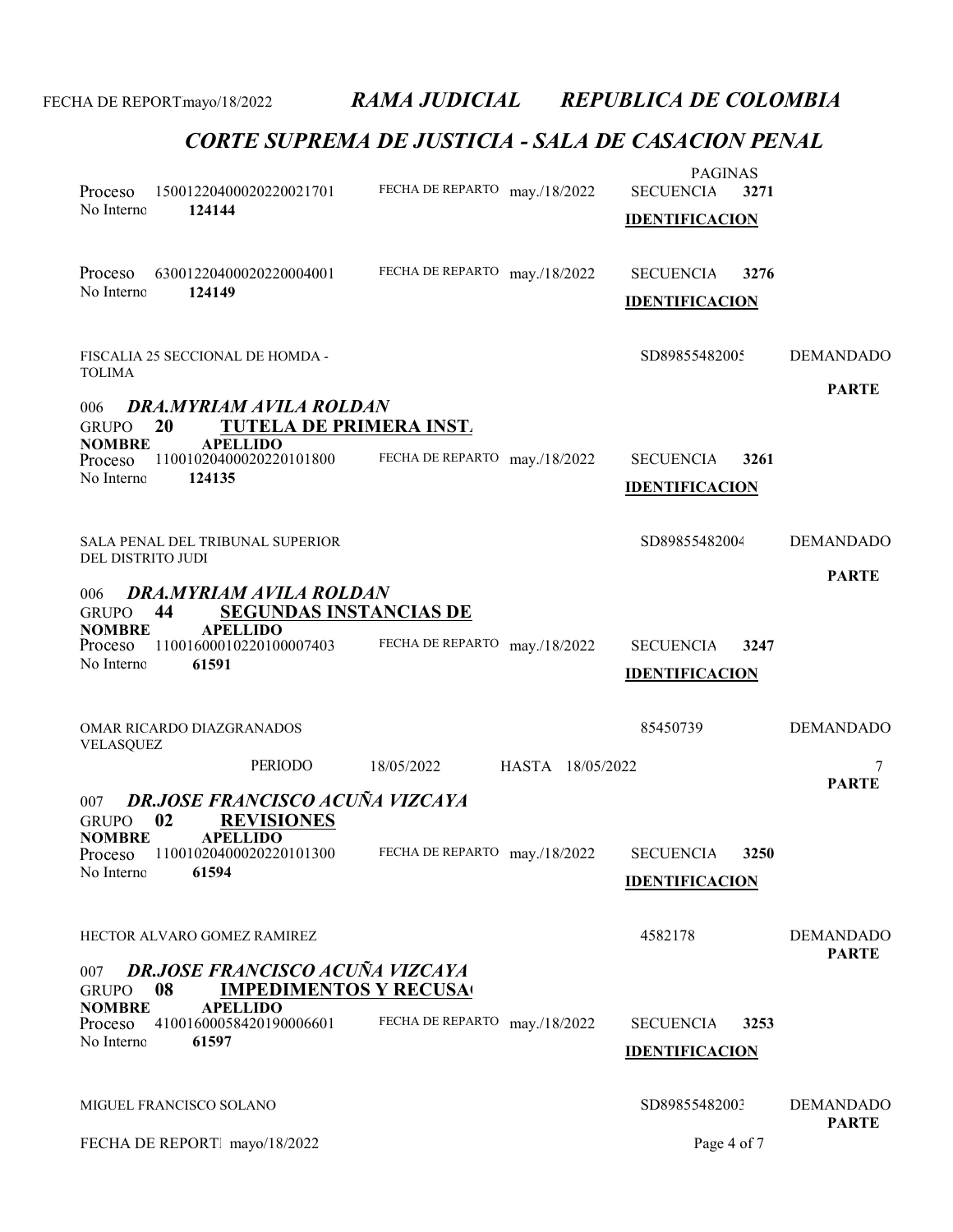# RAMA JUDICIAL REPUBLICA DE COLOMBIA

## CORTE SUPREMA DE JUSTICIA - SALA DE CASACION PENAL

PAGINAS

Proceso 15001220400020220021701 FECHA DE REPARTO may./18/2022 SECUENCIA **3271**

No Interno **124144** **IDENTIFICACION**

Proceso 63001220400020220004001 FECHA DE REPARTO may./18/2022 SECUENCIA **3276**

No Interno **124149** **IDENTIFICACION**

FISCALIA 25 SECCIONAL DE HOMDA - TOLIMA SD89855482005 DEMANDADO

**PARTE**

006 ***DRA.MYRIAM AVILA ROLDAN***

GRUPO **20** **TUTELA DE PRIMERA INST.**

**NOMBRE** **APELLIDO**

Proceso 11001020400020220101800 FECHA DE REPARTO may./18/2022 SECUENCIA **3261**

No Interno **124135** **IDENTIFICACION**

SALA PENAL DEL TRIBUNAL SUPERIOR DEL DISTRITO JUDI SD89855482004 DEMANDADO

**PARTE**

006 ***DRA.MYRIAM AVILA ROLDAN***

GRUPO **44** **SEGUNDAS INSTANCIAS DE**

**NOMBRE** **APELLIDO**

Proceso 11001600010220100007403 FECHA DE REPARTO may./18/2022 SECUENCIA **3247**

No Interno **61591** **IDENTIFICACION**

OMAR RICARDO DIAZGRANADOS VELASQUEZ 85450739 DEMANDADO

PERIODO 18/05/2022 HASTA 18/05/2022

**PARTE**

007 ***DR.JOSE FRANCISCO ACUÑA VIZCAYA***

GRUPO **02** **REVISIONES**

**NOMBRE** **APELLIDO**

Proceso 11001020400020220101300 FECHA DE REPARTO may./18/2022 SECUENCIA **3250**

No Interno **61594** **IDENTIFICACION**

HECTOR ALVARO GOMEZ RAMIREZ 4582178 DEMANDADO

**PARTE**

007 ***DR.JOSE FRANCISCO ACUÑA VIZCAYA***

GRUPO **08** **IMPEDIMENTOS Y RECUSA(**

**NOMBRE** **APELLIDO**

Proceso 41001600058420190006601 FECHA DE REPARTO may./18/2022 SECUENCIA **3253**

No Interno **61597** **IDENTIFICACION**

MIGUEL FRANCISCO SOLANO SD89855482003 DEMANDADO

**PARTE**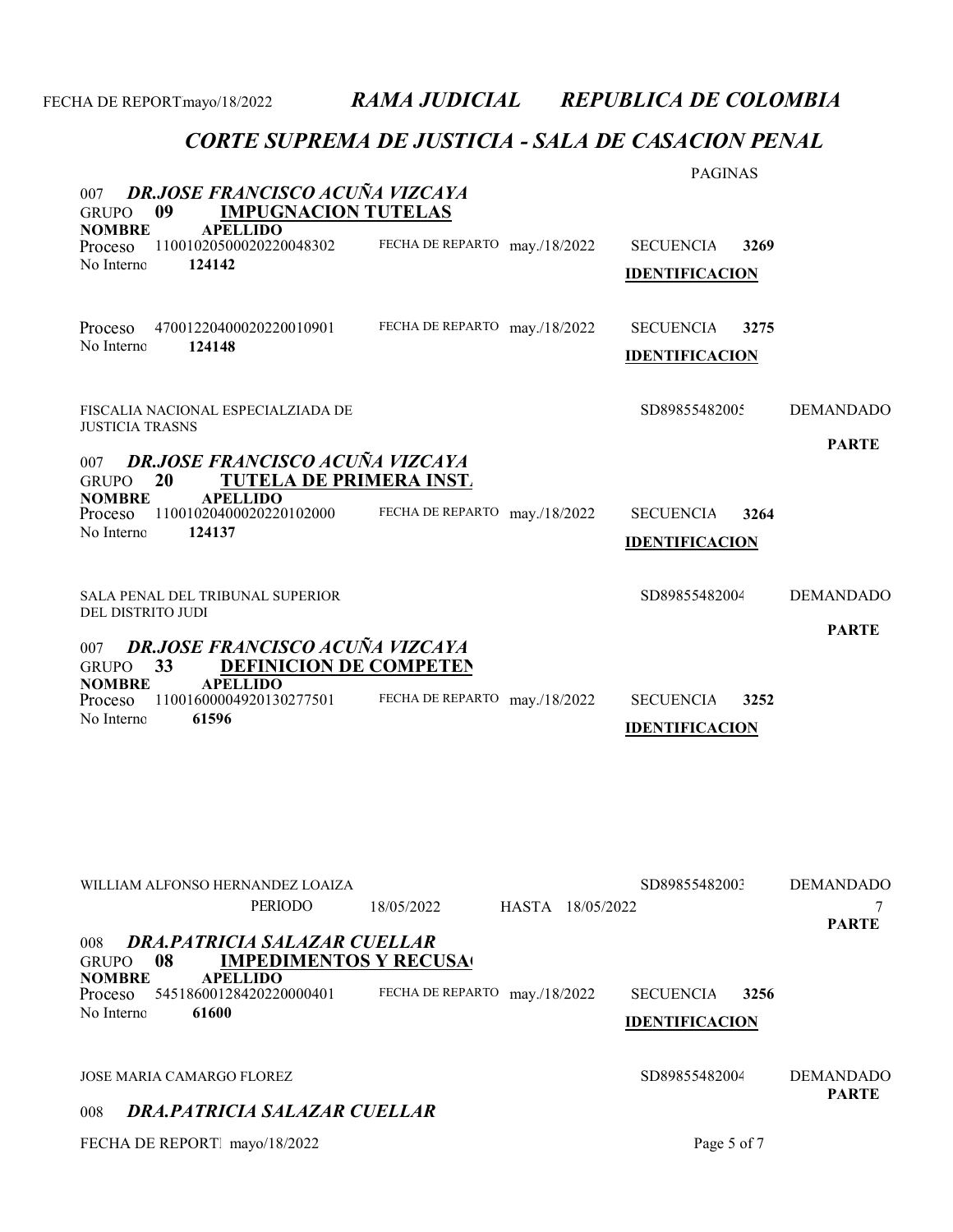# RAMA JUDICIAL REPUBLICA DE COLOMBIA

## CORTE SUPREMA DE JUSTICIA - SALA DE CASACION PENAL

PAGINAS

### 007 DR.JOSE FRANCISCO ACUÑA VIZCAYA

GRUPO 09 **IMPUGNACION TUTELAS**

**NOMBRE** **APELLIDO**

Proceso 11001020500020220048302 FECHA DE REPARTO may./18/2022 SECUENCIA **3269**

No Interno **124142** **IDENTIFICACION**

Proceso 47001220400020220010901 FECHA DE REPARTO may./18/2022 SECUENCIA **3275**

No Interno **124148** **IDENTIFICACION**

FISCALIA NACIONAL ESPECIALZIADA DE JUSTICIA TRASNS SD89855482005 DEMANDADO

**PARTE**

### 007 DR.JOSE FRANCISCO ACUÑA VIZCAYA

GRUPO 20 **TUTELA DE PRIMERA INST.**

**NOMBRE** **APELLIDO**

Proceso 11001020400020220102000 FECHA DE REPARTO may./18/2022 SECUENCIA **3264**

No Interno **124137** **IDENTIFICACION**

SALA PENAL DEL TRIBUNAL SUPERIOR DEL DISTRITO JUDI SD89855482004 DEMANDADO

**PARTE**

### 007 DR.JOSE FRANCISCO ACUÑA VIZCAYA

GRUPO 33 **DEFINICION DE COMPETEN**

**NOMBRE** **APELLIDO**

Proceso 11001600004920130277501 FECHA DE REPARTO may./18/2022 SECUENCIA **3252**

No Interno **61596** **IDENTIFICACION**

WILLIAM ALFONSO HERNANDEZ LOAIZA SD89855482003 DEMANDADO

PERIODO 18/05/2022 HASTA 18/05/2022 7

**PARTE**

### 008 DRA.PATRICIA SALAZAR CUELLAR

GRUPO 08 **IMPEDIMENTOS Y RECUSA**

**NOMBRE** **APELLIDO**

Proceso 54518600128420220000401 FECHA DE REPARTO may./18/2022 SECUENCIA **3256**

No Interno **61600** **IDENTIFICACION**

JOSE MARIA CAMARGO FLOREZ SD89855482004 DEMANDADO

**PARTE**

### 008 DRA.PATRICIA SALAZAR CUELLAR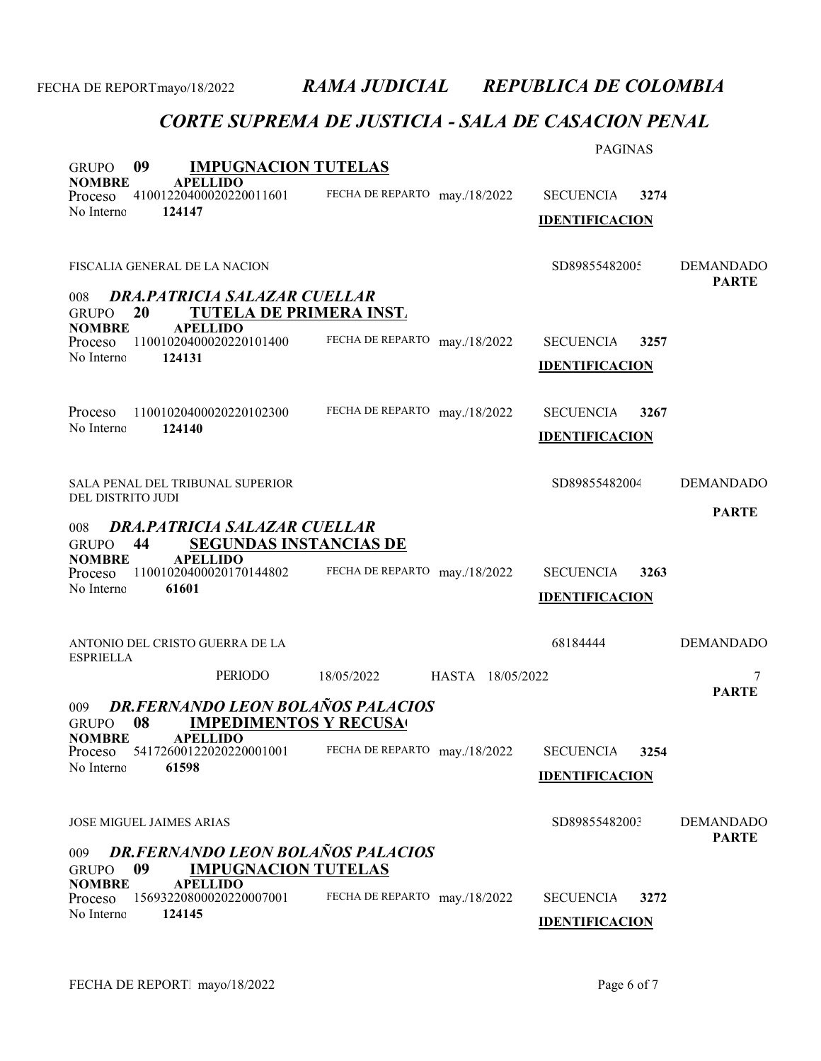FECHA DE REPORT mayo/18/2022 *RAMA JUDICIAL* *REPUBLICA DE COLOMBIA*

## *CORTE SUPREMA DE JUSTICIA - SALA DE CASACION PENAL*

PAGINAS

**GRUPO 09 IMPUGNACION TUTELAS**

**NOMBRE** **APELLIDO**

Proceso 41001220400020220011601 FECHA DE REPARTO may./18/2022 SECUENCIA **3274**

No Interno **124147** **IDENTIFICACION**

FISCALIA GENERAL DE LA NACION SD89855482005 DEMANDADO

**PARTE**

008 ***DRA.PATRICIA SALAZAR CUELLAR***

**GRUPO 20 TUTELA DE PRIMERA INST.**

**NOMBRE** **APELLIDO**

Proceso 11001020400020220101400 FECHA DE REPARTO may./18/2022 SECUENCIA **3257**

No Interno **124131** **IDENTIFICACION**

Proceso 11001020400020220102300 FECHA DE REPARTO may./18/2022 SECUENCIA **3267**

No Interno **124140** **IDENTIFICACION**

SALA PENAL DEL TRIBUNAL SUPERIOR DEL DISTRITO JUDI SD89855482004 DEMANDADO

**PARTE**

008 ***DRA.PATRICIA SALAZAR CUELLAR***

**GRUPO 44 SEGUNDAS INSTANCIAS DE**

**NOMBRE** **APELLIDO**

Proceso 11001020400020170144802 FECHA DE REPARTO may./18/2022 SECUENCIA **3263**

No Interno **61601** **IDENTIFICACION**

ANTONIO DEL CRISTO GUERRA DE LA ESPRIELLA 68184444 DEMANDADO

PERIODO 18/05/2022 HASTA 18/05/2022 7

**PARTE**

009 ***DR.FERNANDO LEON BOLAÑOS PALACIOS***

**GRUPO 08 IMPEDIMENTOS Y RECUSA**

**NOMBRE** **APELLIDO**

Proceso 54172600122020220001001 FECHA DE REPARTO may./18/2022 SECUENCIA **3254**

No Interno **61598** **IDENTIFICACION**

JOSE MIGUEL JAIMES ARIAS SD89855482003 DEMANDADO

**PARTE**

009 ***DR.FERNANDO LEON BOLAÑOS PALACIOS***

**GRUPO 09 IMPUGNACION TUTELAS**

**NOMBRE** **APELLIDO**

Proceso 15693220800020220007001 FECHA DE REPARTO may./18/2022 SECUENCIA **3272**

No Interno **124145** **IDENTIFICACION**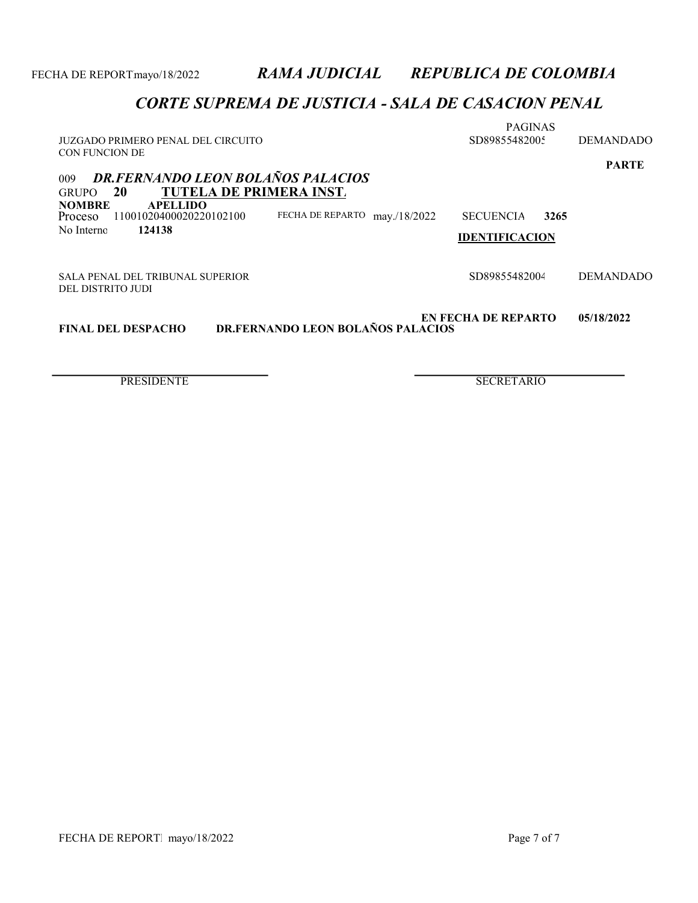FECHA DE REPORTmayo/18/2022 ***RAMA JUDICIAL REPUBLICA DE COLOMBIA***

## *CORTE SUPREMA DE JUSTICIA - SALA DE CASACION PENAL*

| | | | |
|---|---|---|---|
| | | PAGINAS | |
| JUZGADO PRIMERO PENAL DEL CIRCUITO CON FUNCION DE | | SD89855482005 | DEMANDADO |
| | | | **PARTE** |

009 ***DR.FERNANDO LEON BOLAÑOS PALACIOS***

GRUPO **20** **TUTELA DE PRIMERA INST.**

**NOMBRE** **APELLIDO**

Proceso 11001020400020220102100 FECHA DE REPARTO may./18/2022 SECUENCIA **3265**

No Interno **124138**

**IDENTIFICACION**

| | | |
|---|---|---|
| SALA PENAL DEL TRIBUNAL SUPERIOR DEL DISTRITO JUDI | SD89855482004 | DEMANDADO |

**FINAL DEL DESPACHO** **DR.FERNANDO LEON BOLAÑOS PALACIOS** **EN FECHA DE REPARTO** **05/18/2022**

PRESIDENTE SECRETARIO